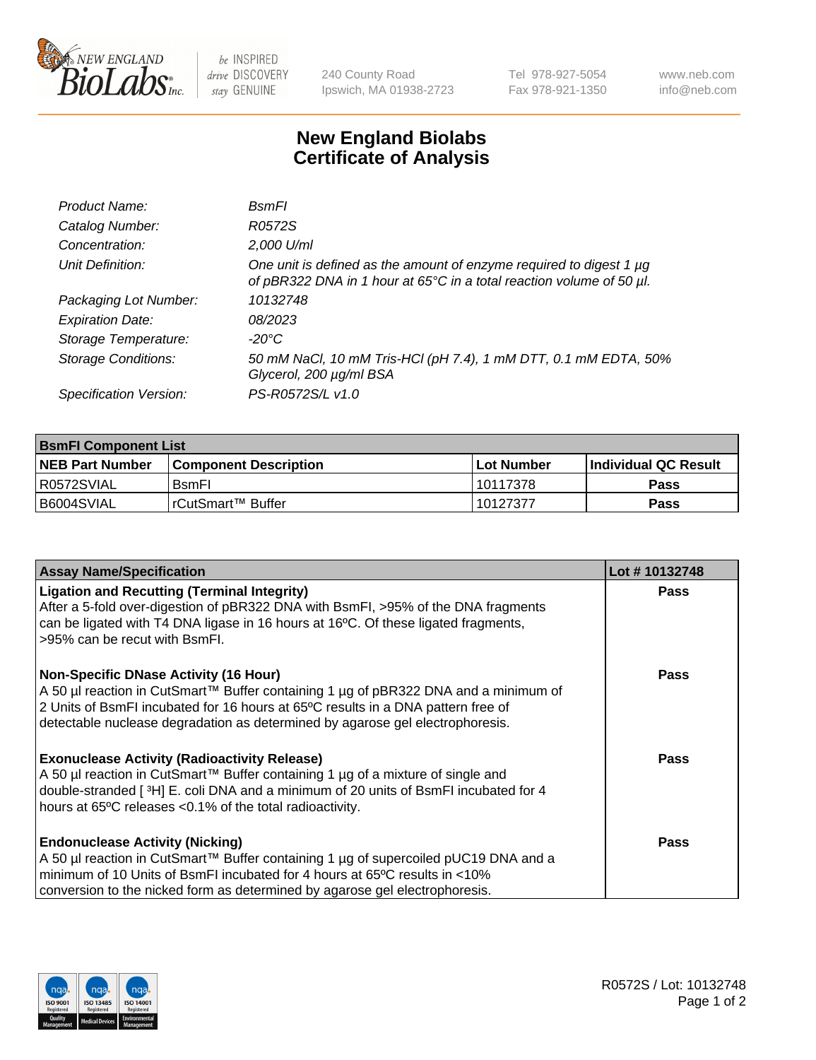New England BioLabs Inc. — be INSPIRED drive DISCOVERY stay GENUINE

240 County Road
Ipswich, MA 01938-2723

Tel 978-927-5054
Fax 978-921-1350

www.neb.com
info@neb.com

# New England Biolabs
# Certificate of Analysis

| | |
|---|---|
| *Product Name:* | *BsmFI* |
| *Catalog Number:* | *R0572S* |
| *Concentration:* | *2,000 U/ml* |
| *Unit Definition:* | *One unit is defined as the amount of enzyme required to digest 1 µg of pBR322 DNA in 1 hour at 65°C in a total reaction volume of 50 µl.* |
| *Packaging Lot Number:* | *10132748* |
| *Expiration Date:* | *08/2023* |
| *Storage Temperature:* | *-20°C* |
| *Storage Conditions:* | *50 mM NaCl, 10 mM Tris-HCl (pH 7.4), 1 mM DTT, 0.1 mM EDTA, 50% Glycerol, 200 µg/ml BSA* |
| *Specification Version:* | *PS-R0572S/L v1.0* |

| **BsmFI Component List** | | | |
|---|---|---|---|
| **NEB Part Number** | **Component Description** | **Lot Number** | **Individual QC Result** |
| R0572SVIAL | BsmFI | 10117378 | **Pass** |
| B6004SVIAL | rCutSmart™ Buffer | 10127377 | **Pass** |

| **Assay Name/Specification** | **Lot # 10132748** |
|---|---|
| **Ligation and Recutting (Terminal Integrity)**<br>After a 5-fold over-digestion of pBR322 DNA with BsmFI, >95% of the DNA fragments can be ligated with T4 DNA ligase in 16 hours at 16ºC. Of these ligated fragments, >95% can be recut with BsmFI. | **Pass** |
| **Non-Specific DNase Activity (16 Hour)**<br>A 50 µl reaction in CutSmart™ Buffer containing 1 µg of pBR322 DNA and a minimum of 2 Units of BsmFI incubated for 16 hours at 65ºC results in a DNA pattern free of detectable nuclease degradation as determined by agarose gel electrophoresis. | **Pass** |
| **Exonuclease Activity (Radioactivity Release)**<br>A 50 µl reaction in CutSmart™ Buffer containing 1 µg of a mixture of single and double-stranded [ $^{3}H$] E. coli DNA and a minimum of 20 units of BsmFI incubated for 4 hours at 65ºC releases <0.1% of the total radioactivity. | **Pass** |
| **Endonuclease Activity (Nicking)**<br>A 50 µl reaction in CutSmart™ Buffer containing 1 µg of supercoiled pUC19 DNA and a minimum of 10 Units of BsmFI incubated for 4 hours at 65ºC results in <10% conversion to the nicked form as determined by agarose gel electrophoresis. | **Pass** |

R0572S / Lot: 10132748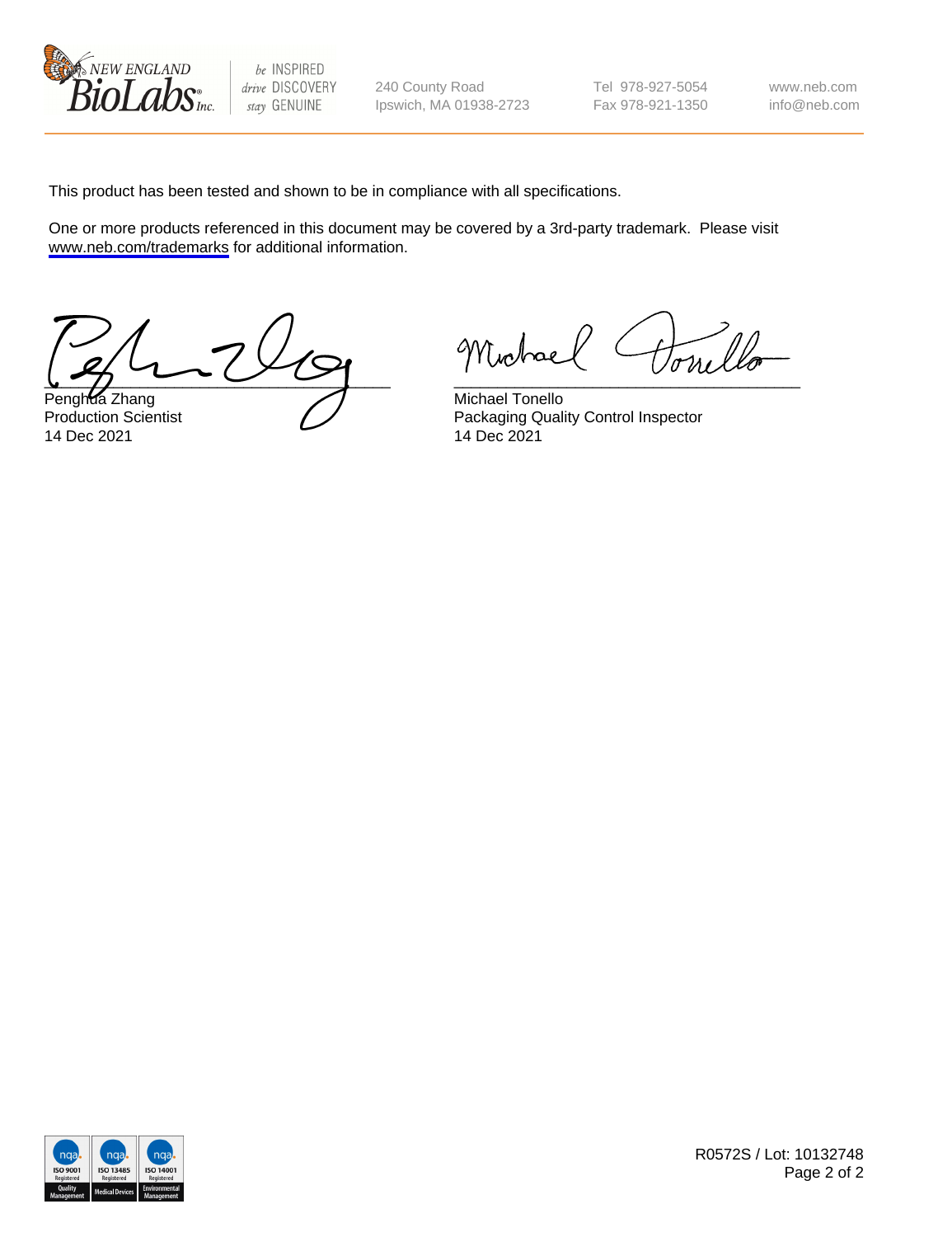This product has been tested and shown to be in compliance with all specifications.

One or more products referenced in this document may be covered by a 3rd-party trademark. Please visit www.neb.com/trademarks for additional information.

Penghua Zhang
Production Scientist
14 Dec 2021

Michael Tonello
Packaging Quality Control Inspector
14 Dec 2021

R0572S / Lot: 10132748